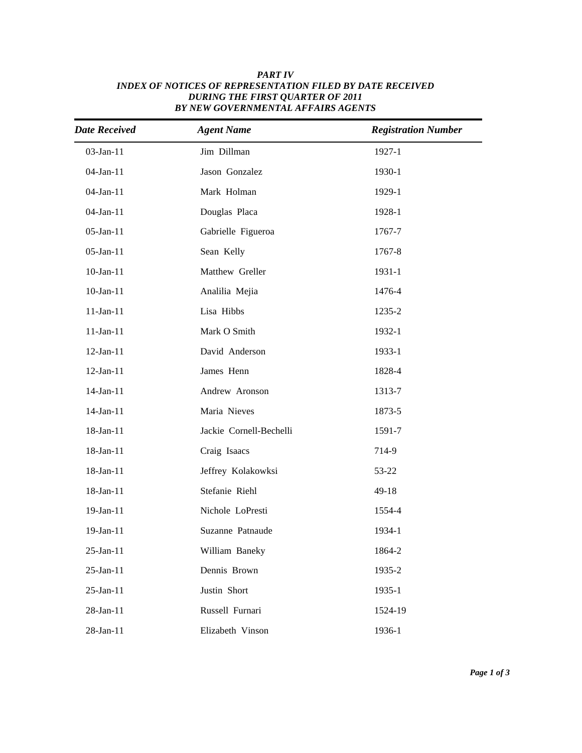***PART IV***
***INDEX OF NOTICES OF REPRESENTATION FILED BY DATE RECEIVED***
***DURING THE FIRST QUARTER OF 2011***
***BY NEW GOVERNMENTAL AFFAIRS AGENTS***

| *Date Received* | *Agent Name* | *Registration Number* |
|---|---|---|
| 03-Jan-11 | Jim Dillman | 1927-1 |
| 04-Jan-11 | Jason Gonzalez | 1930-1 |
| 04-Jan-11 | Mark Holman | 1929-1 |
| 04-Jan-11 | Douglas Placa | 1928-1 |
| 05-Jan-11 | Gabrielle Figueroa | 1767-7 |
| 05-Jan-11 | Sean Kelly | 1767-8 |
| 10-Jan-11 | Matthew Greller | 1931-1 |
| 10-Jan-11 | Analilia Mejia | 1476-4 |
| 11-Jan-11 | Lisa Hibbs | 1235-2 |
| 11-Jan-11 | Mark O Smith | 1932-1 |
| 12-Jan-11 | David Anderson | 1933-1 |
| 12-Jan-11 | James Henn | 1828-4 |
| 14-Jan-11 | Andrew Aronson | 1313-7 |
| 14-Jan-11 | Maria Nieves | 1873-5 |
| 18-Jan-11 | Jackie Cornell-Bechelli | 1591-7 |
| 18-Jan-11 | Craig Isaacs | 714-9 |
| 18-Jan-11 | Jeffrey Kolakowksi | 53-22 |
| 18-Jan-11 | Stefanie Riehl | 49-18 |
| 19-Jan-11 | Nichole LoPresti | 1554-4 |
| 19-Jan-11 | Suzanne Patnaude | 1934-1 |
| 25-Jan-11 | William Baneky | 1864-2 |
| 25-Jan-11 | Dennis Brown | 1935-2 |
| 25-Jan-11 | Justin Short | 1935-1 |
| 28-Jan-11 | Russell Furnari | 1524-19 |
| 28-Jan-11 | Elizabeth Vinson | 1936-1 |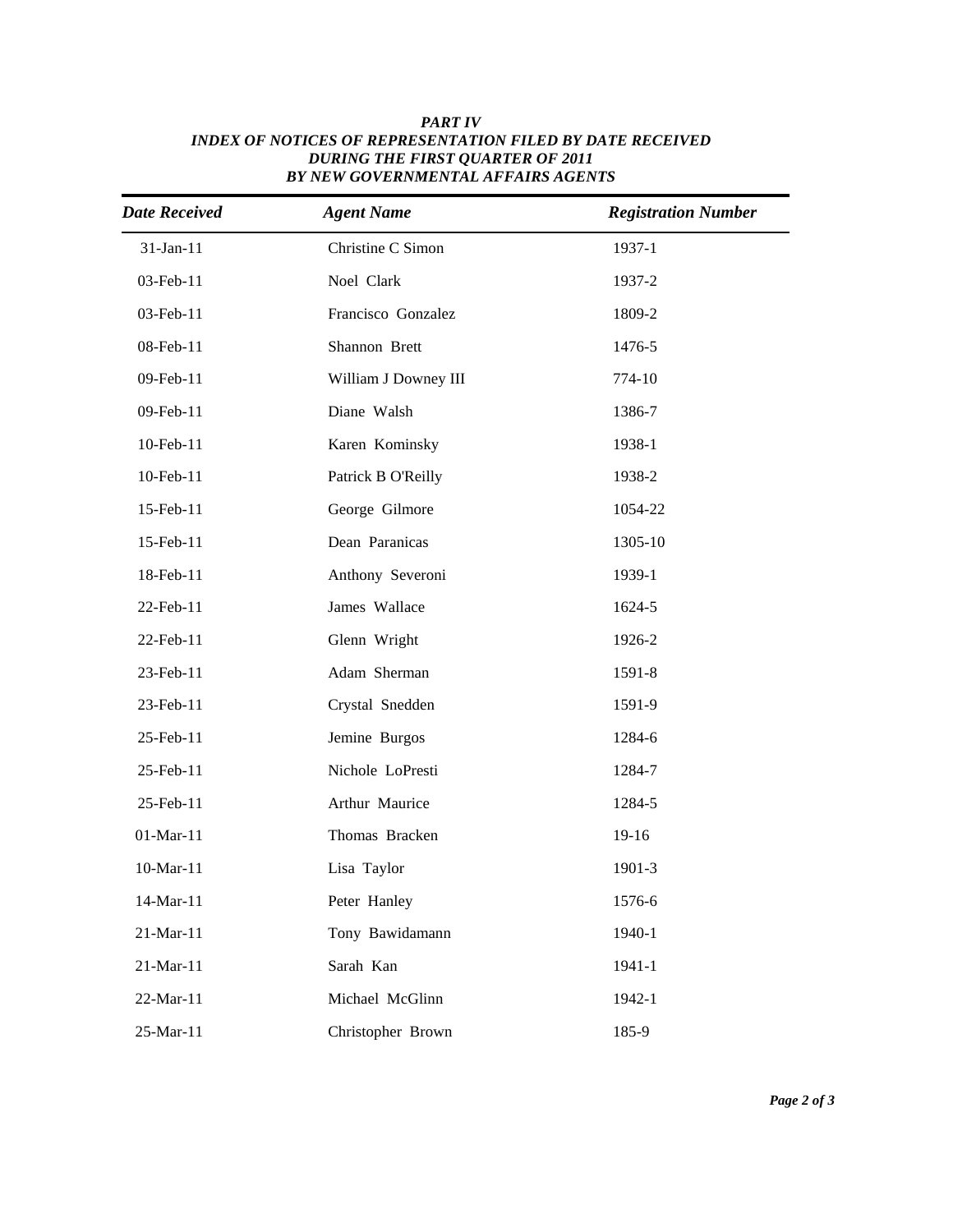***PART IV***
***INDEX OF NOTICES OF REPRESENTATION FILED BY DATE RECEIVED***
***DURING THE FIRST QUARTER OF 2011***
***BY NEW GOVERNMENTAL AFFAIRS AGENTS***

| *Date Received* | *Agent Name* | *Registration Number* |
|---|---|---|
| 31-Jan-11 | Christine C Simon | 1937-1 |
| 03-Feb-11 | Noel Clark | 1937-2 |
| 03-Feb-11 | Francisco Gonzalez | 1809-2 |
| 08-Feb-11 | Shannon Brett | 1476-5 |
| 09-Feb-11 | William J Downey III | 774-10 |
| 09-Feb-11 | Diane Walsh | 1386-7 |
| 10-Feb-11 | Karen Kominsky | 1938-1 |
| 10-Feb-11 | Patrick B O'Reilly | 1938-2 |
| 15-Feb-11 | George Gilmore | 1054-22 |
| 15-Feb-11 | Dean Paranicas | 1305-10 |
| 18-Feb-11 | Anthony Severoni | 1939-1 |
| 22-Feb-11 | James Wallace | 1624-5 |
| 22-Feb-11 | Glenn Wright | 1926-2 |
| 23-Feb-11 | Adam Sherman | 1591-8 |
| 23-Feb-11 | Crystal Snedden | 1591-9 |
| 25-Feb-11 | Jemine Burgos | 1284-6 |
| 25-Feb-11 | Nichole LoPresti | 1284-7 |
| 25-Feb-11 | Arthur Maurice | 1284-5 |
| 01-Mar-11 | Thomas Bracken | 19-16 |
| 10-Mar-11 | Lisa Taylor | 1901-3 |
| 14-Mar-11 | Peter Hanley | 1576-6 |
| 21-Mar-11 | Tony Bawidamann | 1940-1 |
| 21-Mar-11 | Sarah Kan | 1941-1 |
| 22-Mar-11 | Michael McGlinn | 1942-1 |
| 25-Mar-11 | Christopher Brown | 185-9 |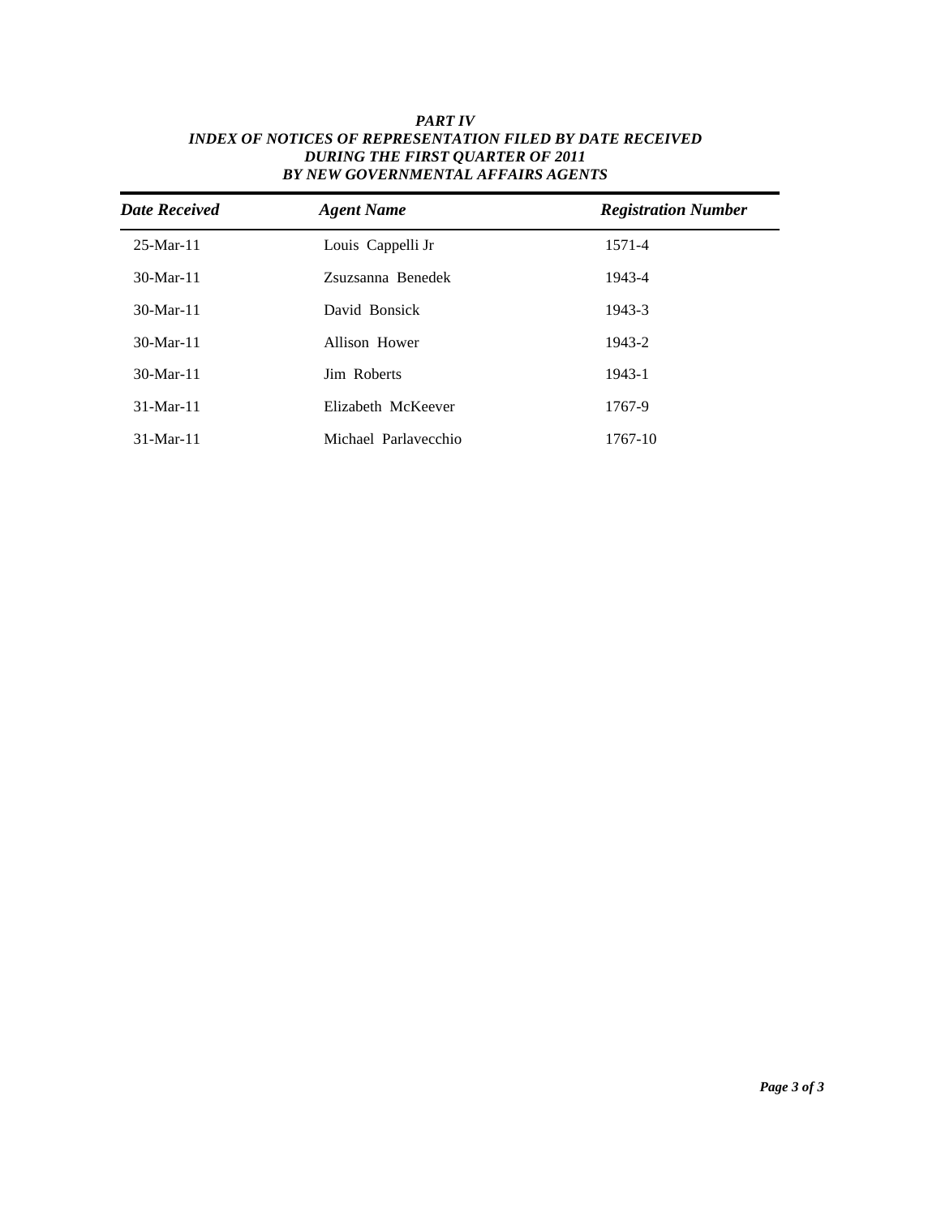***PART IV***
***INDEX OF NOTICES OF REPRESENTATION FILED BY DATE RECEIVED***
***DURING THE FIRST QUARTER OF 2011***
***BY NEW GOVERNMENTAL AFFAIRS AGENTS***

| *Date Received* | *Agent Name* | *Registration Number* |
|---|---|---|
| 25-Mar-11 | Louis Cappelli Jr | 1571-4 |
| 30-Mar-11 | Zsuzsanna Benedek | 1943-4 |
| 30-Mar-11 | David Bonsick | 1943-3 |
| 30-Mar-11 | Allison Hower | 1943-2 |
| 30-Mar-11 | Jim Roberts | 1943-1 |
| 31-Mar-11 | Elizabeth McKeever | 1767-9 |
| 31-Mar-11 | Michael Parlavecchio | 1767-10 |